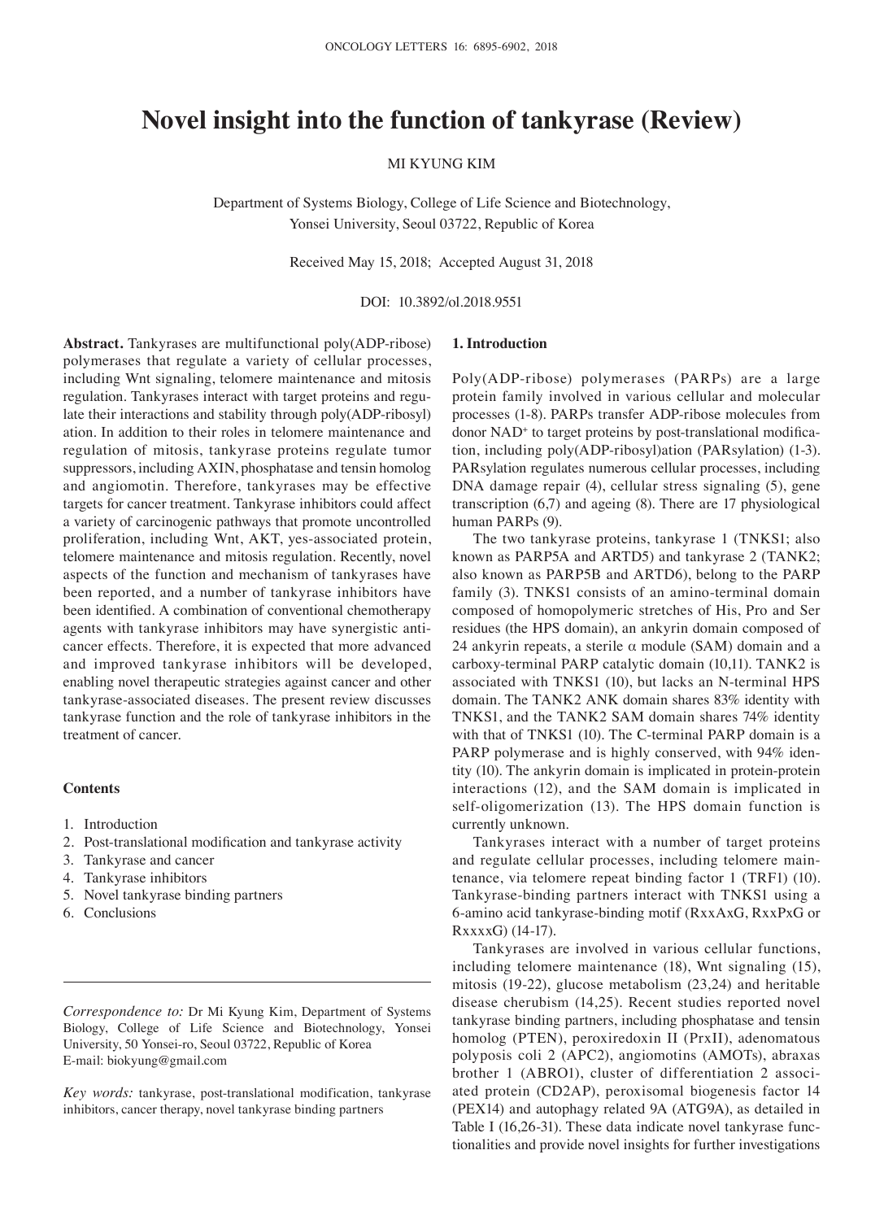# Novel insight into the function of tankyrase (Review)

MI KYUNG KIM

Department of Systems Biology, College of Life Science and Biotechnology, Yonsei University, Seoul 03722, Republic of Korea

Received May 15, 2018; Accepted August 31, 2018

DOI: 10.3892/ol.2018.9551

**Abstract.** Tankyrases are multifunctional poly(ADP-ribose) polymerases that regulate a variety of cellular processes, including Wnt signaling, telomere maintenance and mitosis regulation. Tankyrases interact with target proteins and regulate their interactions and stability through poly(ADP-ribosyl) ation. In addition to their roles in telomere maintenance and regulation of mitosis, tankyrase proteins regulate tumor suppressors, including AXIN, phosphatase and tensin homolog and angiomotin. Therefore, tankyrases may be effective targets for cancer treatment. Tankyrase inhibitors could affect a variety of carcinogenic pathways that promote uncontrolled proliferation, including Wnt, AKT, yes-associated protein, telomere maintenance and mitosis regulation. Recently, novel aspects of the function and mechanism of tankyrases have been reported, and a number of tankyrase inhibitors have been identified. A combination of conventional chemotherapy agents with tankyrase inhibitors may have synergistic anticancer effects. Therefore, it is expected that more advanced and improved tankyrase inhibitors will be developed, enabling novel therapeutic strategies against cancer and other tankyrase-associated diseases. The present review discusses tankyrase function and the role of tankyrase inhibitors in the treatment of cancer.

**Contents**

1. Introduction
2. Post-translational modification and tankyrase activity
3. Tankyrase and cancer
4. Tankyrase inhibitors
5. Novel tankyrase binding partners
6. Conclusions

*Correspondence to:* Dr Mi Kyung Kim, Department of Systems Biology, College of Life Science and Biotechnology, Yonsei University, 50 Yonsei-ro, Seoul 03722, Republic of Korea
E-mail: biokyung@gmail.com

*Key words:* tankyrase, post-translational modification, tankyrase inhibitors, cancer therapy, novel tankyrase binding partners

## 1. Introduction

Poly(ADP-ribose) polymerases (PARPs) are a large protein family involved in various cellular and molecular processes (1-8). PARPs transfer ADP-ribose molecules from donor $NAD^+$ to target proteins by post-translational modification, including poly(ADP-ribosyl)ation (PARsylation) (1-3). PARsylation regulates numerous cellular processes, including DNA damage repair (4), cellular stress signaling (5), gene transcription (6,7) and ageing (8). There are 17 physiological human PARPs (9).

The two tankyrase proteins, tankyrase 1 (TNKS1; also known as PARP5A and ARTD5) and tankyrase 2 (TANK2; also known as PARP5B and ARTD6), belong to the PARP family (3). TNKS1 consists of an amino-terminal domain composed of homopolymeric stretches of His, Pro and Ser residues (the HPS domain), an ankyrin domain composed of 24 ankyrin repeats, a sterile α module (SAM) domain and a carboxy-terminal PARP catalytic domain (10,11). TANK2 is associated with TNKS1 (10), but lacks an N-terminal HPS domain. The TANK2 ANK domain shares 83% identity with TNKS1, and the TANK2 SAM domain shares 74% identity with that of TNKS1 (10). The C-terminal PARP domain is a PARP polymerase and is highly conserved, with 94% identity (10). The ankyrin domain is implicated in protein-protein interactions (12), and the SAM domain is implicated in self-oligomerization (13). The HPS domain function is currently unknown.

Tankyrases interact with a number of target proteins and regulate cellular processes, including telomere maintenance, via telomere repeat binding factor 1 (TRF1) (10). Tankyrase-binding partners interact with TNKS1 using a 6-amino acid tankyrase-binding motif (RxxAxG, RxxPxG or RxxxxG) (14-17).

Tankyrases are involved in various cellular functions, including telomere maintenance (18), Wnt signaling (15), mitosis (19-22), glucose metabolism (23,24) and heritable disease cherubism (14,25). Recent studies reported novel tankyrase binding partners, including phosphatase and tensin homolog (PTEN), peroxiredoxin II (PrxII), adenomatous polyposis coli 2 (APC2), angiomotins (AMOTs), abraxas brother 1 (ABRO1), cluster of differentiation 2 associated protein (CD2AP), peroxisomal biogenesis factor 14 (PEX14) and autophagy related 9A (ATG9A), as detailed in Table I (16,26-31). These data indicate novel tankyrase functionalities and provide novel insights for further investigations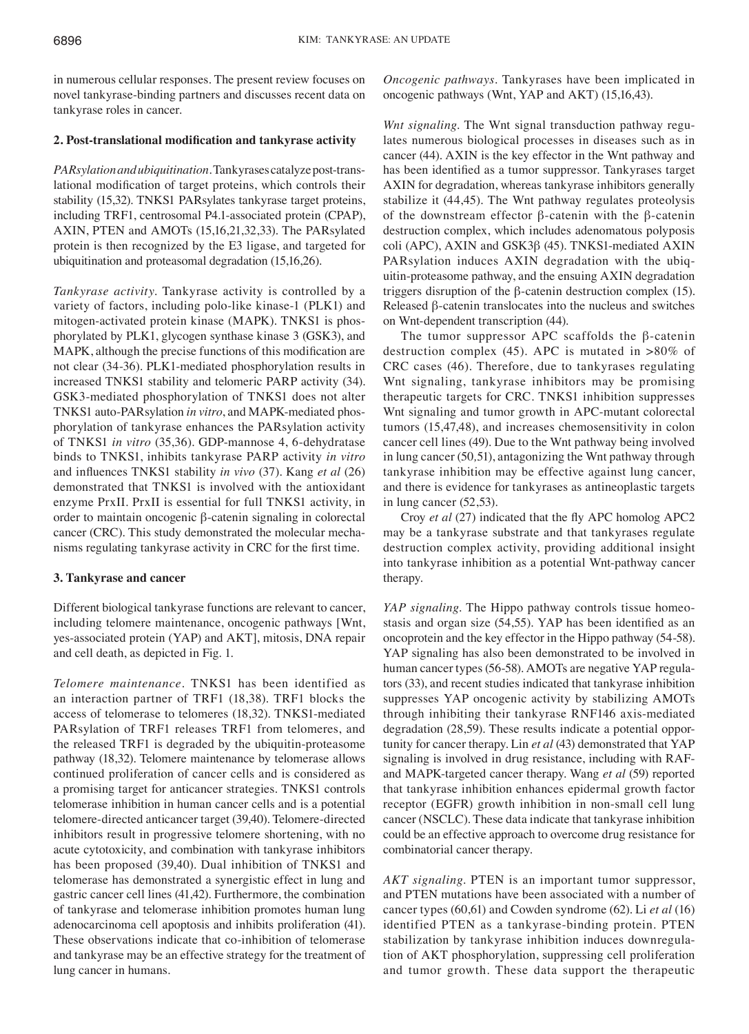in numerous cellular responses. The present review focuses on novel tankyrase-binding partners and discusses recent data on tankyrase roles in cancer.

## 2. Post-translational modification and tankyrase activity

*PARsylation and ubiquitination*. Tankyrases catalyze post-translational modification of target proteins, which controls their stability (15,32). TNKS1 PARsylates tankyrase target proteins, including TRF1, centrosomal P4.1-associated protein (CPAP), AXIN, PTEN and AMOTs (15,16,21,32,33). The PARsylated protein is then recognized by the E3 ligase, and targeted for ubiquitination and proteasomal degradation (15,16,26).

*Tankyrase activity*. Tankyrase activity is controlled by a variety of factors, including polo-like kinase-1 (PLK1) and mitogen-activated protein kinase (MAPK). TNKS1 is phosphorylated by PLK1, glycogen synthase kinase 3 (GSK3), and MAPK, although the precise functions of this modification are not clear (34-36). PLK1-mediated phosphorylation results in increased TNKS1 stability and telomeric PARP activity (34). GSK3-mediated phosphorylation of TNKS1 does not alter TNKS1 auto-PARsylation *in vitro*, and MAPK-mediated phosphorylation of tankyrase enhances the PARsylation activity of TNKS1 *in vitro* (35,36). GDP-mannose 4, 6-dehydratase binds to TNKS1, inhibits tankyrase PARP activity *in vitro* and influences TNKS1 stability *in vivo* (37). Kang *et al* (26) demonstrated that TNKS1 is involved with the antioxidant enzyme PrxII. PrxII is essential for full TNKS1 activity, in order to maintain oncogenic β-catenin signaling in colorectal cancer (CRC). This study demonstrated the molecular mechanisms regulating tankyrase activity in CRC for the first time.

## 3. Tankyrase and cancer

Different biological tankyrase functions are relevant to cancer, including telomere maintenance, oncogenic pathways [Wnt, yes-associated protein (YAP) and AKT], mitosis, DNA repair and cell death, as depicted in Fig. 1.

*Telomere maintenance*. TNKS1 has been identified as an interaction partner of TRF1 (18,38). TRF1 blocks the access of telomerase to telomeres (18,32). TNKS1-mediated PARsylation of TRF1 releases TRF1 from telomeres, and the released TRF1 is degraded by the ubiquitin-proteasome pathway (18,32). Telomere maintenance by telomerase allows continued proliferation of cancer cells and is considered as a promising target for anticancer strategies. TNKS1 controls telomerase inhibition in human cancer cells and is a potential telomere-directed anticancer target (39,40). Telomere-directed inhibitors result in progressive telomere shortening, with no acute cytotoxicity, and combination with tankyrase inhibitors has been proposed (39,40). Dual inhibition of TNKS1 and telomerase has demonstrated a synergistic effect in lung and gastric cancer cell lines (41,42). Furthermore, the combination of tankyrase and telomerase inhibition promotes human lung adenocarcinoma cell apoptosis and inhibits proliferation (41). These observations indicate that co-inhibition of telomerase and tankyrase may be an effective strategy for the treatment of lung cancer in humans.

*Oncogenic pathways*. Tankyrases have been implicated in oncogenic pathways (Wnt, YAP and AKT) (15,16,43).

*Wnt signaling*. The Wnt signal transduction pathway regulates numerous biological processes in diseases such as in cancer (44). AXIN is the key effector in the Wnt pathway and has been identified as a tumor suppressor. Tankyrases target AXIN for degradation, whereas tankyrase inhibitors generally stabilize it (44,45). The Wnt pathway regulates proteolysis of the downstream effector β-catenin with the β-catenin destruction complex, which includes adenomatous polyposis coli (APC), AXIN and GSK3β (45). TNKS1-mediated AXIN PARsylation induces AXIN degradation with the ubiquitin-proteasome pathway, and the ensuing AXIN degradation triggers disruption of the β-catenin destruction complex (15). Released β-catenin translocates into the nucleus and switches on Wnt-dependent transcription (44).

The tumor suppressor APC scaffolds the β-catenin destruction complex (45). APC is mutated in >80% of CRC cases (46). Therefore, due to tankyrases regulating Wnt signaling, tankyrase inhibitors may be promising therapeutic targets for CRC. TNKS1 inhibition suppresses Wnt signaling and tumor growth in APC-mutant colorectal tumors (15,47,48), and increases chemosensitivity in colon cancer cell lines (49). Due to the Wnt pathway being involved in lung cancer (50,51), antagonizing the Wnt pathway through tankyrase inhibition may be effective against lung cancer, and there is evidence for tankyrases as antineoplastic targets in lung cancer (52,53).

Croy *et al* (27) indicated that the fly APC homolog APC2 may be a tankyrase substrate and that tankyrases regulate destruction complex activity, providing additional insight into tankyrase inhibition as a potential Wnt-pathway cancer therapy.

*YAP signaling*. The Hippo pathway controls tissue homeostasis and organ size (54,55). YAP has been identified as an oncoprotein and the key effector in the Hippo pathway (54-58). YAP signaling has also been demonstrated to be involved in human cancer types (56-58). AMOTs are negative YAP regulators (33), and recent studies indicated that tankyrase inhibition suppresses YAP oncogenic activity by stabilizing AMOTs through inhibiting their tankyrase RNF146 axis-mediated degradation (28,59). These results indicate a potential opportunity for cancer therapy. Lin *et al* (43) demonstrated that YAP signaling is involved in drug resistance, including with RAF- and MAPK-targeted cancer therapy. Wang *et al* (59) reported that tankyrase inhibition enhances epidermal growth factor receptor (EGFR) growth inhibition in non-small cell lung cancer (NSCLC). These data indicate that tankyrase inhibition could be an effective approach to overcome drug resistance for combinatorial cancer therapy.

*AKT signaling*. PTEN is an important tumor suppressor, and PTEN mutations have been associated with a number of cancer types (60,61) and Cowden syndrome (62). Li *et al* (16) identified PTEN as a tankyrase-binding protein. PTEN stabilization by tankyrase inhibition induces downregulation of AKT phosphorylation, suppressing cell proliferation and tumor growth. These data support the therapeutic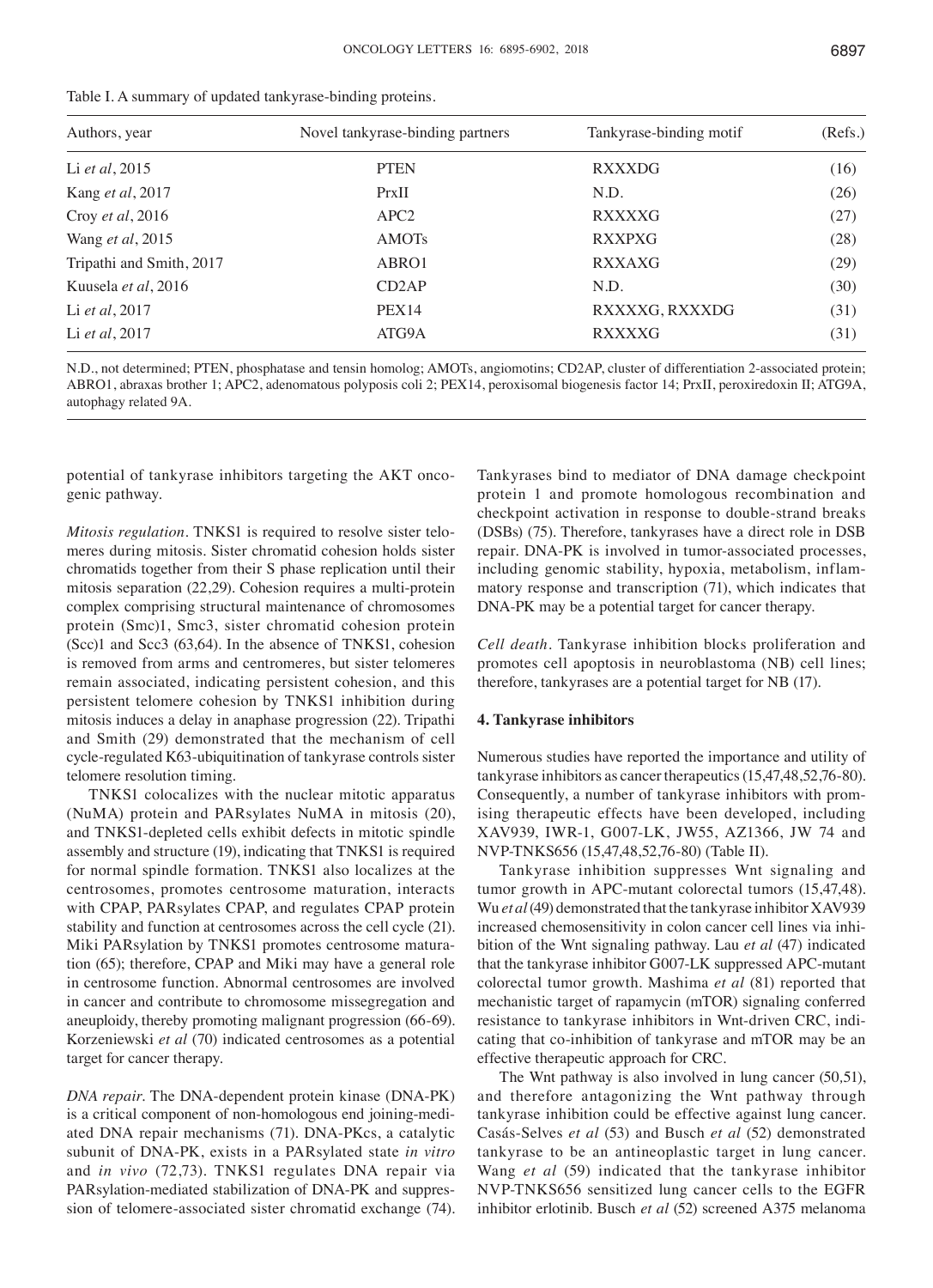Table I. A summary of updated tankyrase-binding proteins.

| Authors, year | Novel tankyrase-binding partners | Tankyrase-binding motif | (Refs.) |
|---|---|---|---|
| Li *et al*, 2015 | PTEN | RXXXDG | (16) |
| Kang *et al*, 2017 | PrxII | N.D. | (26) |
| Croy *et al*, 2016 | APC2 | RXXXXG | (27) |
| Wang *et al*, 2015 | AMOTs | RXXPXG | (28) |
| Tripathi and Smith, 2017 | ABRO1 | RXXAXG | (29) |
| Kuusela *et al*, 2016 | CD2AP | N.D. | (30) |
| Li *et al*, 2017 | PEX14 | RXXXXG, RXXXDG | (31) |
| Li *et al*, 2017 | ATG9A | RXXXXG | (31) |

N.D., not determined; PTEN, phosphatase and tensin homolog; AMOTs, angiomotins; CD2AP, cluster of differentiation 2-associated protein; ABRO1, abraxas brother 1; APC2, adenomatous polyposis coli 2; PEX14, peroxisomal biogenesis factor 14; PrxII, peroxiredoxin II; ATG9A, autophagy related 9A.

potential of tankyrase inhibitors targeting the AKT oncogenic pathway.

*Mitosis regulation.* TNKS1 is required to resolve sister telomeres during mitosis. Sister chromatid cohesion holds sister chromatids together from their S phase replication until their mitosis separation (22,29). Cohesion requires a multi-protein complex comprising structural maintenance of chromosomes protein (Smc)1, Smc3, sister chromatid cohesion protein (Scc)1 and Scc3 (63,64). In the absence of TNKS1, cohesion is removed from arms and centromeres, but sister telomeres remain associated, indicating persistent cohesion, and this persistent telomere cohesion by TNKS1 inhibition during mitosis induces a delay in anaphase progression (22). Tripathi and Smith (29) demonstrated that the mechanism of cell cycle-regulated K63-ubiquitination of tankyrase controls sister telomere resolution timing.

TNKS1 colocalizes with the nuclear mitotic apparatus (NuMA) protein and PARsylates NuMA in mitosis (20), and TNKS1-depleted cells exhibit defects in mitotic spindle assembly and structure (19), indicating that TNKS1 is required for normal spindle formation. TNKS1 also localizes at the centrosomes, promotes centrosome maturation, interacts with CPAP, PARsylates CPAP, and regulates CPAP protein stability and function at centrosomes across the cell cycle (21). Miki PARsylation by TNKS1 promotes centrosome maturation (65); therefore, CPAP and Miki may have a general role in centrosome function. Abnormal centrosomes are involved in cancer and contribute to chromosome missegregation and aneuploidy, thereby promoting malignant progression (66-69). Korzeniewski *et al* (70) indicated centrosomes as a potential target for cancer therapy.

*DNA repair.* The DNA-dependent protein kinase (DNA-PK) is a critical component of non-homologous end joining-mediated DNA repair mechanisms (71). DNA-PKcs, a catalytic subunit of DNA-PK, exists in a PARsylated state *in vitro* and *in vivo* (72,73). TNKS1 regulates DNA repair via PARsylation-mediated stabilization of DNA-PK and suppression of telomere-associated sister chromatid exchange (74). Tankyrases bind to mediator of DNA damage checkpoint protein 1 and promote homologous recombination and checkpoint activation in response to double-strand breaks (DSBs) (75). Therefore, tankyrases have a direct role in DSB repair. DNA-PK is involved in tumor-associated processes, including genomic stability, hypoxia, metabolism, inflammatory response and transcription (71), which indicates that DNA-PK may be a potential target for cancer therapy.

*Cell death.* Tankyrase inhibition blocks proliferation and promotes cell apoptosis in neuroblastoma (NB) cell lines; therefore, tankyrases are a potential target for NB (17).

## 4. Tankyrase inhibitors

Numerous studies have reported the importance and utility of tankyrase inhibitors as cancer therapeutics (15,47,48,52,76-80). Consequently, a number of tankyrase inhibitors with promising therapeutic effects have been developed, including XAV939, IWR-1, G007-LK, JW55, AZ1366, JW 74 and NVP-TNKS656 (15,47,48,52,76-80) (Table II).

Tankyrase inhibition suppresses Wnt signaling and tumor growth in APC-mutant colorectal tumors (15,47,48). Wu *et al* (49) demonstrated that the tankyrase inhibitor XAV939 increased chemosensitivity in colon cancer cell lines via inhibition of the Wnt signaling pathway. Lau *et al* (47) indicated that the tankyrase inhibitor G007-LK suppressed APC-mutant colorectal tumor growth. Mashima *et al* (81) reported that mechanistic target of rapamycin (mTOR) signaling conferred resistance to tankyrase inhibitors in Wnt-driven CRC, indicating that co-inhibition of tankyrase and mTOR may be an effective therapeutic approach for CRC.

The Wnt pathway is also involved in lung cancer (50,51), and therefore antagonizing the Wnt pathway through tankyrase inhibition could be effective against lung cancer. Casás-Selves *et al* (53) and Busch *et al* (52) demonstrated tankyrase to be an antineoplastic target in lung cancer. Wang *et al* (59) indicated that the tankyrase inhibitor NVP-TNKS656 sensitized lung cancer cells to the EGFR inhibitor erlotinib. Busch *et al* (52) screened A375 melanoma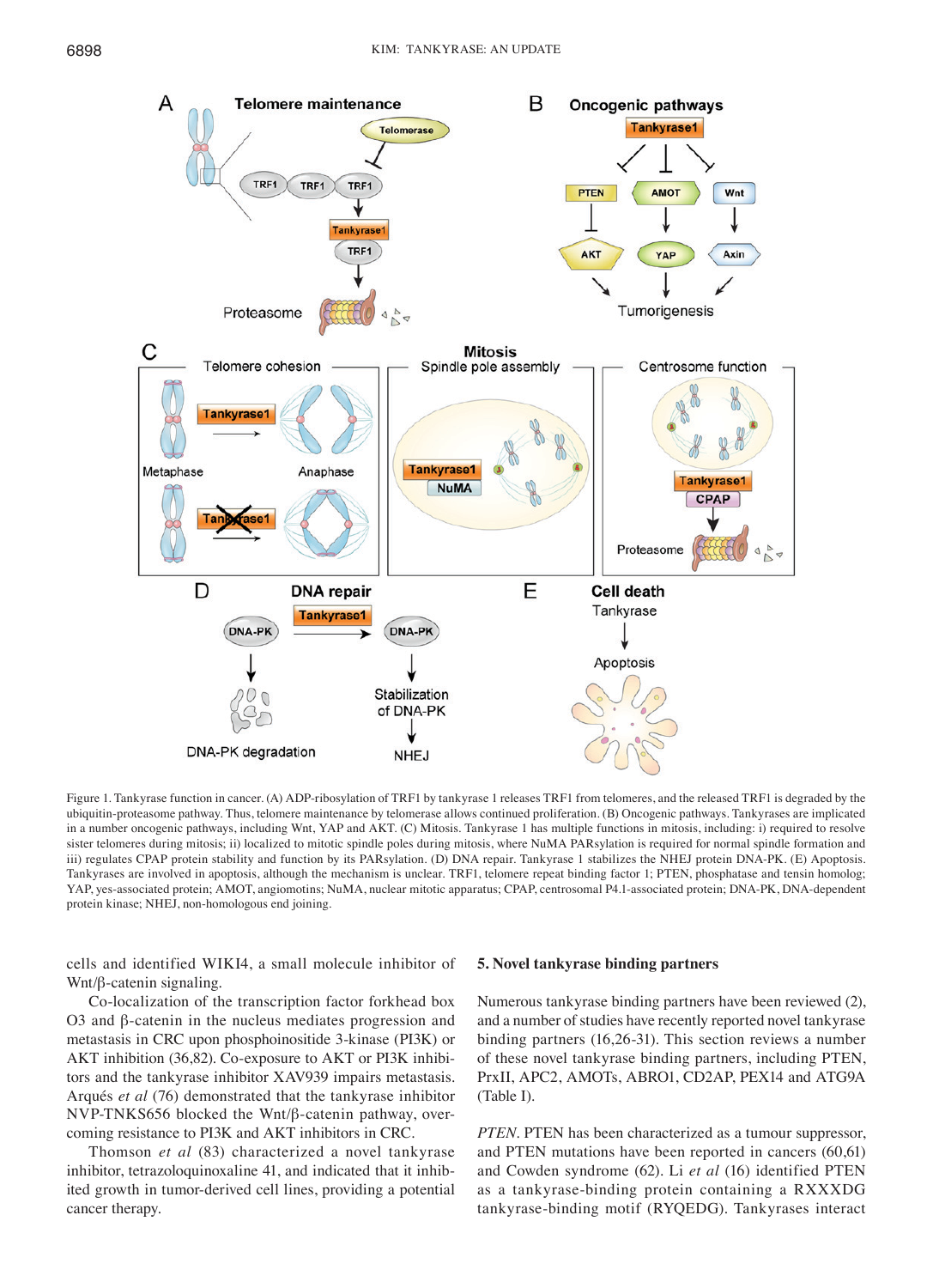Figure 1. Tankyrase function in cancer. (A) ADP-ribosylation of TRF1 by tankyrase 1 releases TRF1 from telomeres, and the released TRF1 is degraded by the ubiquitin-proteasome pathway. Thus, telomere maintenance by telomerase allows continued proliferation. (B) Oncogenic pathways. Tankyrases are implicated in a number oncogenic pathways, including Wnt, YAP and AKT. (C) Mitosis. Tankyrase 1 has multiple functions in mitosis, including: i) required to resolve sister telomeres during mitosis; ii) localized to mitotic spindle poles during mitosis, where NuMA PARsylation is required for normal spindle formation and iii) regulates CPAP protein stability and function by its PARsylation. (D) DNA repair. Tankyrase 1 stabilizes the NHEJ protein DNA-PK. (E) Apoptosis. Tankyrases are involved in apoptosis, although the mechanism is unclear. TRF1, telomere repeat binding factor 1; PTEN, phosphatase and tensin homolog; YAP, yes-associated protein; AMOT, angiomotins; NuMA, nuclear mitotic apparatus; CPAP, centrosomal P4.1-associated protein; DNA-PK, DNA-dependent protein kinase; NHEJ, non-homologous end joining.

cells and identified WIKI4, a small molecule inhibitor of Wnt/β-catenin signaling.

Co-localization of the transcription factor forkhead box O3 and β-catenin in the nucleus mediates progression and metastasis in CRC upon phosphoinositide 3-kinase (PI3K) or AKT inhibition (36,82). Co-exposure to AKT or PI3K inhibitors and the tankyrase inhibitor XAV939 impairs metastasis. Arqués *et al* (76) demonstrated that the tankyrase inhibitor NVP-TNKS656 blocked the Wnt/β-catenin pathway, overcoming resistance to PI3K and AKT inhibitors in CRC.

Thomson *et al* (83) characterized a novel tankyrase inhibitor, tetrazoloquinoxaline 41, and indicated that it inhibited growth in tumor-derived cell lines, providing a potential cancer therapy.

## 5. Novel tankyrase binding partners

Numerous tankyrase binding partners have been reviewed (2), and a number of studies have recently reported novel tankyrase binding partners (16,26-31). This section reviews a number of these novel tankyrase binding partners, including PTEN, PrxII, APC2, AMOTs, ABRO1, CD2AP, PEX14 and ATG9A (Table I).

*PTEN.* PTEN has been characterized as a tumour suppressor, and PTEN mutations have been reported in cancers (60,61) and Cowden syndrome (62). Li *et al* (16) identified PTEN as a tankyrase-binding protein containing a RXXXDG tankyrase-binding motif (RYQEDG). Tankyrases interact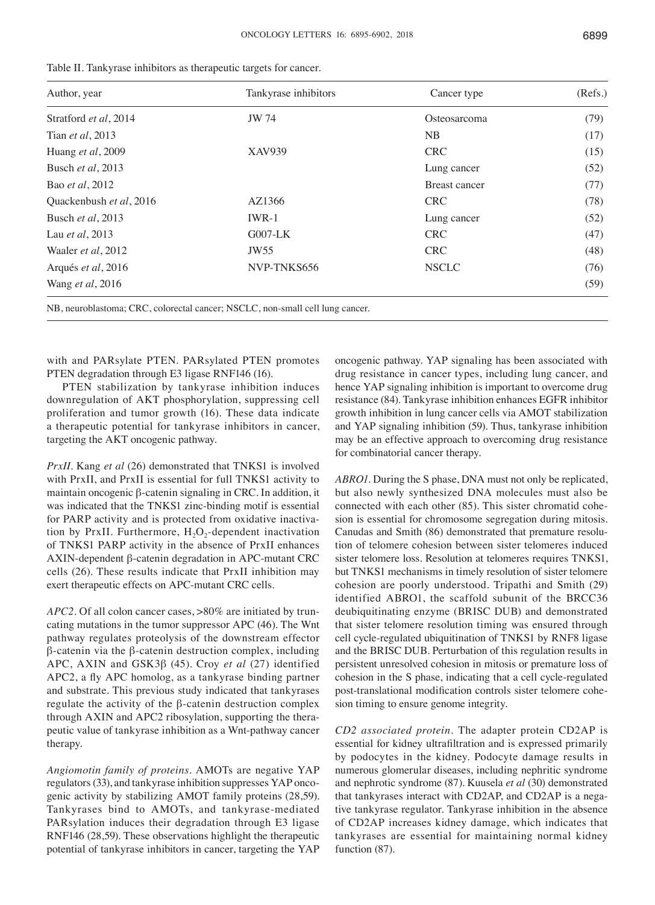Table II. Tankyrase inhibitors as therapeutic targets for cancer.

| Author, year | Tankyrase inhibitors | Cancer type | (Refs.) |
|---|---|---|---|
| Stratford *et al*, 2014 | JW 74 | Osteosarcoma | (79) |
| Tian *et al*, 2013 | | NB | (17) |
| Huang *et al*, 2009 | XAV939 | CRC | (15) |
| Busch *et al*, 2013 | | Lung cancer | (52) |
| Bao *et al*, 2012 | | Breast cancer | (77) |
| Quackenbush *et al*, 2016 | AZ1366 | CRC | (78) |
| Busch *et al*, 2013 | IWR-1 | Lung cancer | (52) |
| Lau *et al*, 2013 | G007-LK | CRC | (47) |
| Waaler *et al*, 2012 | JW55 | CRC | (48) |
| Arqués *et al*, 2016 | NVP-TNKS656 | NSCLC | (76) |
| Wang *et al*, 2016 | | | (59) |

NB, neuroblastoma; CRC, colorectal cancer; NSCLC, non-small cell lung cancer.

with and PARsylate PTEN. PARsylated PTEN promotes PTEN degradation through E3 ligase RNF146 (16).

PTEN stabilization by tankyrase inhibition induces downregulation of AKT phosphorylation, suppressing cell proliferation and tumor growth (16). These data indicate a therapeutic potential for tankyrase inhibitors in cancer, targeting the AKT oncogenic pathway.

*PrxII*. Kang *et al* (26) demonstrated that TNKS1 is involved with PrxII, and PrxII is essential for full TNKS1 activity to maintain oncogenic β-catenin signaling in CRC. In addition, it was indicated that the TNKS1 zinc-binding motif is essential for PARP activity and is protected from oxidative inactivation by PrxII. Furthermore, $H_2O_2$-dependent inactivation of TNKS1 PARP activity in the absence of PrxII enhances AXIN-dependent β-catenin degradation in APC-mutant CRC cells (26). These results indicate that PrxII inhibition may exert therapeutic effects on APC-mutant CRC cells.

*APC2*. Of all colon cancer cases, >80% are initiated by truncating mutations in the tumor suppressor APC (46). The Wnt pathway regulates proteolysis of the downstream effector β-catenin via the β-catenin destruction complex, including APC, AXIN and GSK3β (45). Croy *et al* (27) identified APC2, a fly APC homolog, as a tankyrase binding partner and substrate. This previous study indicated that tankyrases regulate the activity of the β-catenin destruction complex through AXIN and APC2 ribosylation, supporting the therapeutic value of tankyrase inhibition as a Wnt-pathway cancer therapy.

*Angiomotin family of proteins*. AMOTs are negative YAP regulators (33), and tankyrase inhibition suppresses YAP oncogenic activity by stabilizing AMOT family proteins (28,59). Tankyrases bind to AMOTs, and tankyrase-mediated PARsylation induces their degradation through E3 ligase RNF146 (28,59). These observations highlight the therapeutic potential of tankyrase inhibitors in cancer, targeting the YAP oncogenic pathway. YAP signaling has been associated with drug resistance in cancer types, including lung cancer, and hence YAP signaling inhibition is important to overcome drug resistance (84). Tankyrase inhibition enhances EGFR inhibitor growth inhibition in lung cancer cells via AMOT stabilization and YAP signaling inhibition (59). Thus, tankyrase inhibition may be an effective approach to overcoming drug resistance for combinatorial cancer therapy.

*ABRO1*. During the S phase, DNA must not only be replicated, but also newly synthesized DNA molecules must also be connected with each other (85). This sister chromatid cohesion is essential for chromosome segregation during mitosis. Canudas and Smith (86) demonstrated that premature resolution of telomere cohesion between sister telomeres induced sister telomere loss. Resolution at telomeres requires TNKS1, but TNKS1 mechanisms in timely resolution of sister telomere cohesion are poorly understood. Tripathi and Smith (29) identified ABRO1, the scaffold subunit of the BRCC36 deubiquitinating enzyme (BRISC DUB) and demonstrated that sister telomere resolution timing was ensured through cell cycle-regulated ubiquitination of TNKS1 by RNF8 ligase and the BRISC DUB. Perturbation of this regulation results in persistent unresolved cohesion in mitosis or premature loss of cohesion in the S phase, indicating that a cell cycle-regulated post-translational modification controls sister telomere cohesion timing to ensure genome integrity.

*CD2 associated protein*. The adapter protein CD2AP is essential for kidney ultrafiltration and is expressed primarily by podocytes in the kidney. Podocyte damage results in numerous glomerular diseases, including nephritic syndrome and nephrotic syndrome (87). Kuusela *et al* (30) demonstrated that tankyrases interact with CD2AP, and CD2AP is a negative tankyrase regulator. Tankyrase inhibition in the absence of CD2AP increases kidney damage, which indicates that tankyrases are essential for maintaining normal kidney function (87).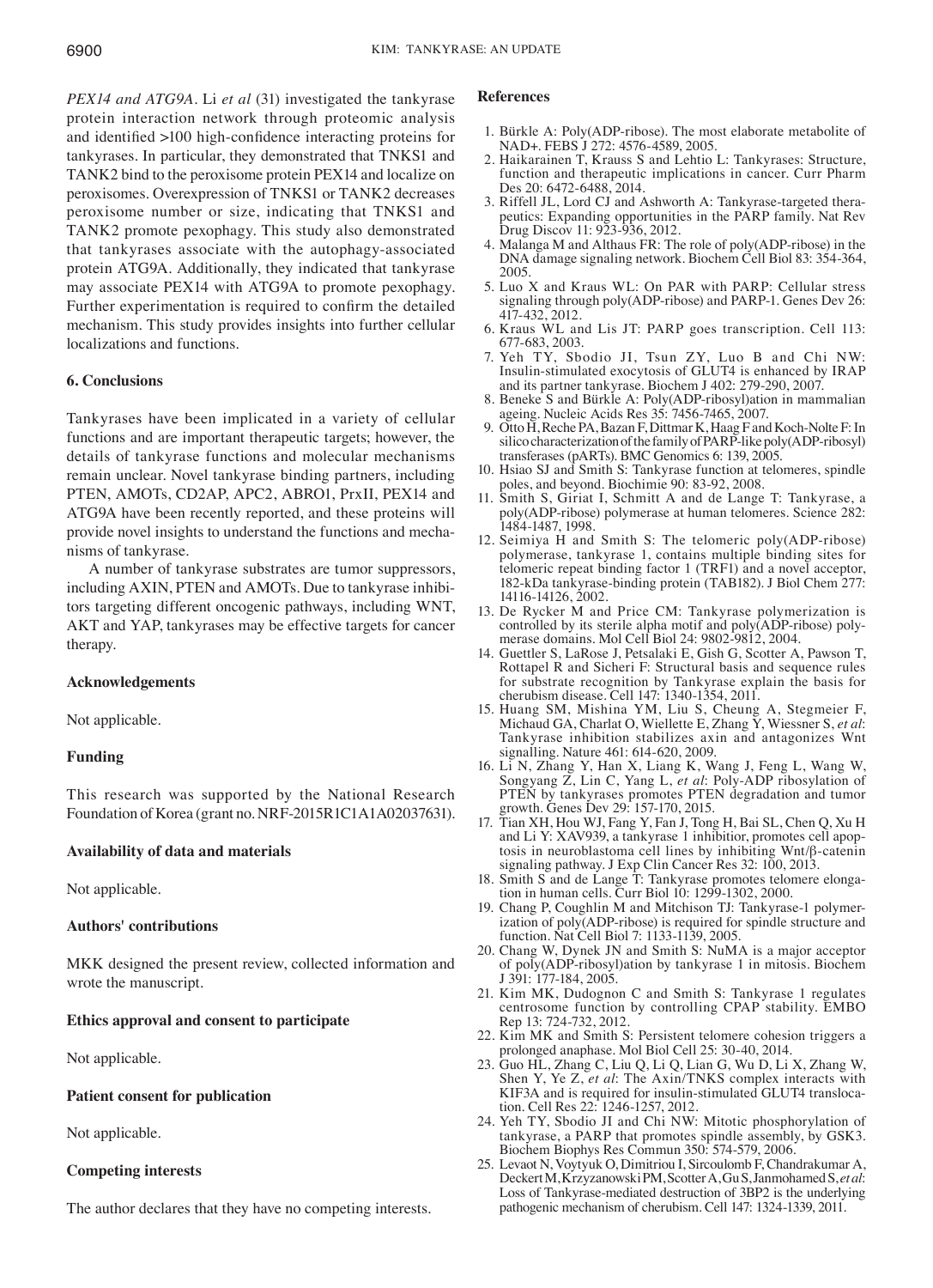*PEX14 and ATG9A*. Li *et al* (31) investigated the tankyrase protein interaction network through proteomic analysis and identified >100 high-confidence interacting proteins for tankyrases. In particular, they demonstrated that TNKS1 and TANK2 bind to the peroxisome protein PEX14 and localize on peroxisomes. Overexpression of TNKS1 or TANK2 decreases peroxisome number or size, indicating that TNKS1 and TANK2 promote pexophagy. This study also demonstrated that tankyrases associate with the autophagy-associated protein ATG9A. Additionally, they indicated that tankyrase may associate PEX14 with ATG9A to promote pexophagy. Further experimentation is required to confirm the detailed mechanism. This study provides insights into further cellular localizations and functions.

## 6. Conclusions

Tankyrases have been implicated in a variety of cellular functions and are important therapeutic targets; however, the details of tankyrase functions and molecular mechanisms remain unclear. Novel tankyrase binding partners, including PTEN, AMOTs, CD2AP, APC2, ABRO1, PrxII, PEX14 and ATG9A have been recently reported, and these proteins will provide novel insights to understand the functions and mechanisms of tankyrase.

A number of tankyrase substrates are tumor suppressors, including AXIN, PTEN and AMOTs. Due to tankyrase inhibitors targeting different oncogenic pathways, including WNT, AKT and YAP, tankyrases may be effective targets for cancer therapy.

## Acknowledgements

Not applicable.

## Funding

This research was supported by the National Research Foundation of Korea (grant no. NRF-2015R1C1A1A02037631).

## Availability of data and materials

Not applicable.

## Authors' contributions

MKK designed the present review, collected information and wrote the manuscript.

## Ethics approval and consent to participate

Not applicable.

## Patient consent for publication

Not applicable.

## Competing interests

The author declares that they have no competing interests.

## References

1. Bürkle A: Poly(ADP-ribose). The most elaborate metabolite of NAD+. FEBS J 272: 4576-4589, 2005.
2. Haikarainen T, Krauss S and Lehtio L: Tankyrases: Structure, function and therapeutic implications in cancer. Curr Pharm Des 20: 6472-6488, 2014.
3. Riffell JL, Lord CJ and Ashworth A: Tankyrase-targeted therapeutics: Expanding opportunities in the PARP family. Nat Rev Drug Discov 11: 923-936, 2012.
4. Malanga M and Althaus FR: The role of poly(ADP-ribose) in the DNA damage signaling network. Biochem Cell Biol 83: 354-364, 2005.
5. Luo X and Kraus WL: On PAR with PARP: Cellular stress signaling through poly(ADP-ribose) and PARP-1. Genes Dev 26: 417-432, 2012.
6. Kraus WL and Lis JT: PARP goes transcription. Cell 113: 677-683, 2003.
7. Yeh TY, Sbodio JI, Tsun ZY, Luo B and Chi NW: Insulin-stimulated exocytosis of GLUT4 is enhanced by IRAP and its partner tankyrase. Biochem J 402: 279-290, 2007.
8. Beneke S and Bürkle A: Poly(ADP-ribosyl)ation in mammalian ageing. Nucleic Acids Res 35: 7456-7465, 2007.
9. Otto H, Reche PA, Bazan F, Dittmar K, Haag F and Koch-Nolte F: In silico characterization of the family of PARP-like poly(ADP-ribosyl) transferases (pARTs). BMC Genomics 6: 139, 2005.
10. Hsiao SJ and Smith S: Tankyrase function at telomeres, spindle poles, and beyond. Biochimie 90: 83-92, 2008.
11. Smith S, Giriat I, Schmitt A and de Lange T: Tankyrase, a poly(ADP-ribose) polymerase at human telomeres. Science 282: 1484-1487, 1998.
12. Seimiya H and Smith S: The telomeric poly(ADP-ribose) polymerase, tankyrase 1, contains multiple binding sites for telomeric repeat binding factor 1 (TRF1) and a novel acceptor, 182-kDa tankyrase-binding protein (TAB182). J Biol Chem 277: 14116-14126, 2002.
13. De Rycker M and Price CM: Tankyrase polymerization is controlled by its sterile alpha motif and poly(ADP-ribose) polymerase domains. Mol Cell Biol 24: 9802-9812, 2004.
14. Guettler S, LaRose J, Petsalaki E, Gish G, Scotter A, Pawson T, Rottapel R and Sicheri F: Structural basis and sequence rules for substrate recognition by Tankyrase explain the basis for cherubism disease. Cell 147: 1340-1354, 2011.
15. Huang SM, Mishina YM, Liu S, Cheung A, Stegmeier F, Michaud GA, Charlat O, Wiellette E, Zhang Y, Wiessner S, *et al*: Tankyrase inhibition stabilizes axin and antagonizes Wnt signalling. Nature 461: 614-620, 2009.
16. Li N, Zhang Y, Han X, Liang K, Wang J, Feng L, Wang W, Songyang Z, Lin C, Yang L, *et al*: Poly-ADP ribosylation of PTEN by tankyrases promotes PTEN degradation and tumor growth. Genes Dev 29: 157-170, 2015.
17. Tian XH, Hou WJ, Fang Y, Fan J, Tong H, Bai SL, Chen Q, Xu H and Li Y: XAV939, a tankyrase 1 inhibitior, promotes cell apoptosis in neuroblastoma cell lines by inhibiting Wnt/β-catenin signaling pathway. J Exp Clin Cancer Res 32: 100, 2013.
18. Smith S and de Lange T: Tankyrase promotes telomere elongation in human cells. Curr Biol 10: 1299-1302, 2000.
19. Chang P, Coughlin M and Mitchison TJ: Tankyrase-1 polymerization of poly(ADP-ribose) is required for spindle structure and function. Nat Cell Biol 7: 1133-1139, 2005.
20. Chang W, Dynek JN and Smith S: NuMA is a major acceptor of poly(ADP-ribosyl)ation by tankyrase 1 in mitosis. Biochem J 391: 177-184, 2005.
21. Kim MK, Dudognon C and Smith S: Tankyrase 1 regulates centrosome function by controlling CPAP stability. EMBO Rep 13: 724-732, 2012.
22. Kim MK and Smith S: Persistent telomere cohesion triggers a prolonged anaphase. Mol Biol Cell 25: 30-40, 2014.
23. Guo HL, Zhang C, Liu Q, Li Q, Lian G, Wu D, Li X, Zhang W, Shen Y, Ye Z, *et al*: The Axin/TNKS complex interacts with KIF3A and is required for insulin-stimulated GLUT4 translocation. Cell Res 22: 1246-1257, 2012.
24. Yeh TY, Sbodio JI and Chi NW: Mitotic phosphorylation of tankyrase, a PARP that promotes spindle assembly, by GSK3. Biochem Biophys Res Commun 350: 574-579, 2006.
25. Levaot N, Voytyuk O, Dimitriou I, Sircoulomb F, Chandrakumar A, Deckert M, Krzyzanowski PM, Scotter A, Gu S, Janmohamed S, *et al*: Loss of Tankyrase-mediated destruction of 3BP2 is the underlying pathogenic mechanism of cherubism. Cell 147: 1324-1339, 2011.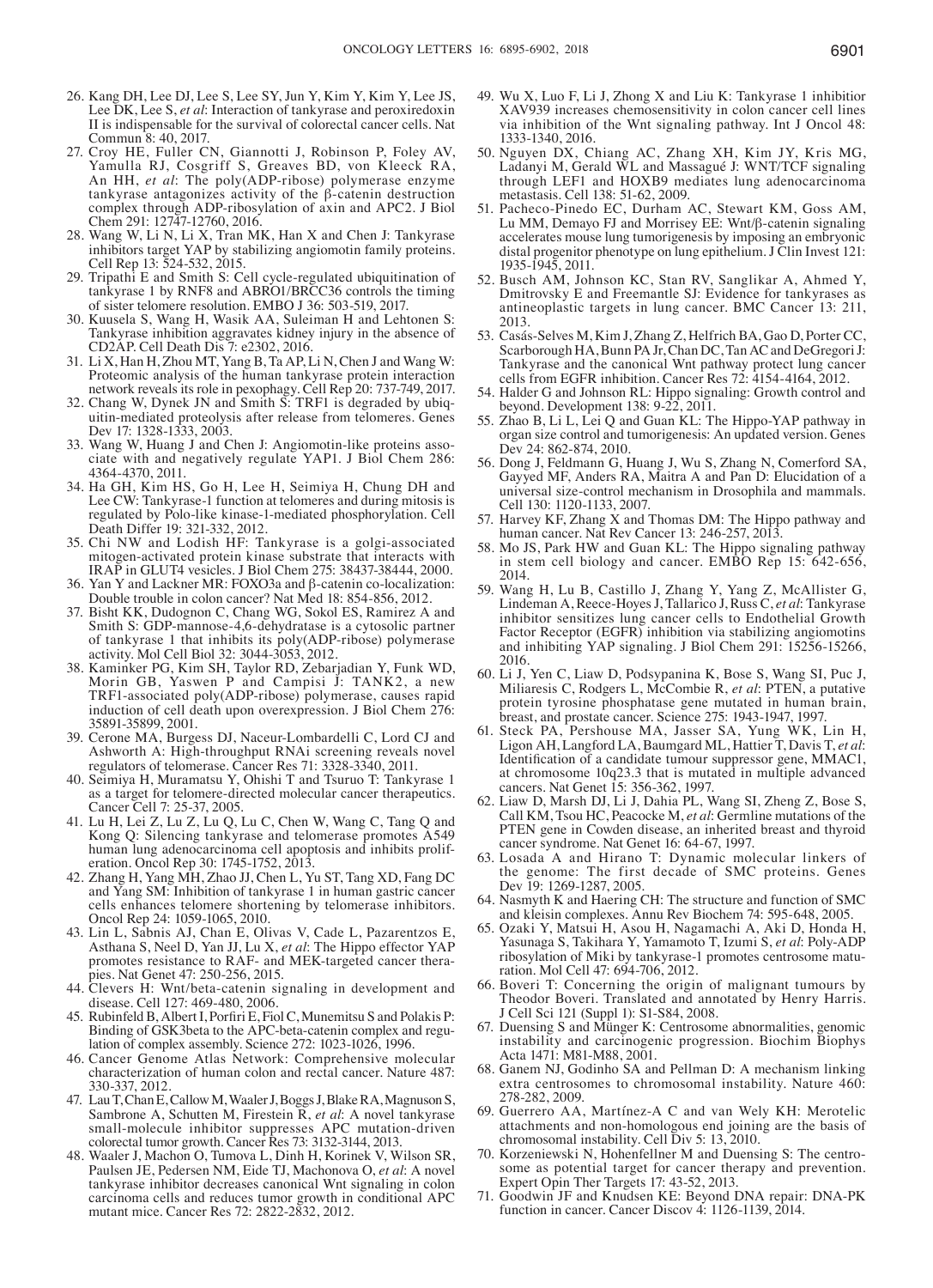26. Kang DH, Lee DJ, Lee S, Lee SY, Jun Y, Kim Y, Kim Y, Lee JS, Lee DK, Lee S, *et al*: Interaction of tankyrase and peroxiredoxin II is indispensable for the survival of colorectal cancer cells. Nat Commun 8: 40, 2017.
27. Croy HE, Fuller CN, Giannotti J, Robinson P, Foley AV, Yamulla RJ, Cosgriff S, Greaves BD, von Kleeck RA, An HH, *et al*: The poly(ADP-ribose) polymerase enzyme tankyrase antagonizes activity of the β-catenin destruction complex through ADP-ribosylation of axin and APC2. J Biol Chem 291: 12747-12760, 2016.
28. Wang W, Li N, Li X, Tran MK, Han X and Chen J: Tankyrase inhibitors target YAP by stabilizing angiomotin family proteins. Cell Rep 13: 524-532, 2015.
29. Tripathi E and Smith S: Cell cycle-regulated ubiquitination of tankyrase 1 by RNF8 and ABRO1/BRCC36 controls the timing of sister telomere resolution. EMBO J 36: 503-519, 2017.
30. Kuusela S, Wang H, Wasik AA, Suleiman H and Lehtonen S: Tankyrase inhibition aggravates kidney injury in the absence of CD2AP. Cell Death Dis 7: e2302, 2016.
31. Li X, Han H, Zhou MT, Yang B, Ta AP, Li N, Chen J and Wang W: Proteomic analysis of the human tankyrase protein interaction network reveals its role in pexophagy. Cell Rep 20: 737-749, 2017.
32. Chang W, Dynek JN and Smith S: TRF1 is degraded by ubiquitin-mediated proteolysis after release from telomeres. Genes Dev 17: 1328-1333, 2003.
33. Wang W, Huang J and Chen J: Angiomotin-like proteins associate with and negatively regulate YAP1. J Biol Chem 286: 4364-4370, 2011.
34. Ha GH, Kim HS, Go H, Lee H, Seimiya H, Chung DH and Lee CW: Tankyrase-1 function at telomeres and during mitosis is regulated by Polo-like kinase-1-mediated phosphorylation. Cell Death Differ 19: 321-332, 2012.
35. Chi NW and Lodish HF: Tankyrase is a golgi-associated mitogen-activated protein kinase substrate that interacts with IRAP in GLUT4 vesicles. J Biol Chem 275: 38437-38444, 2000.
36. Yan Y and Lackner MR: FOXO3a and β-catenin co-localization: Double trouble in colon cancer? Nat Med 18: 854-856, 2012.
37. Bisht KK, Dudognon C, Chang WG, Sokol ES, Ramirez A and Smith S: GDP-mannose-4,6-dehydratase is a cytosolic partner of tankyrase 1 that inhibits its poly(ADP-ribose) polymerase activity. Mol Cell Biol 32: 3044-3053, 2012.
38. Kaminker PG, Kim SH, Taylor RD, Zebarjadian Y, Funk WD, Morin GB, Yaswen P and Campisi J: TANK2, a new TRF1-associated poly(ADP-ribose) polymerase, causes rapid induction of cell death upon overexpression. J Biol Chem 276: 35891-35899, 2001.
39. Cerone MA, Burgess DJ, Naceur-Lombardelli C, Lord CJ and Ashworth A: High-throughput RNAi screening reveals novel regulators of telomerase. Cancer Res 71: 3328-3340, 2011.
40. Seimiya H, Muramatsu Y, Ohishi T and Tsuruo T: Tankyrase 1 as a target for telomere-directed molecular cancer therapeutics. Cancer Cell 7: 25-37, 2005.
41. Lu H, Lei Z, Lu Z, Lu Q, Lu C, Chen W, Wang C, Tang Q and Kong Q: Silencing tankyrase and telomerase promotes A549 human lung adenocarcinoma cell apoptosis and inhibits proliferation. Oncol Rep 30: 1745-1752, 2013.
42. Zhang H, Yang MH, Zhao JJ, Chen L, Yu ST, Tang XD, Fang DC and Yang SM: Inhibition of tankyrase 1 in human gastric cancer cells enhances telomere shortening by telomerase inhibitors. Oncol Rep 24: 1059-1065, 2010.
43. Lin L, Sabnis AJ, Chan E, Olivas V, Cade L, Pazarentzos E, Asthana S, Neel D, Yan JJ, Lu X, *et al*: The Hippo effector YAP promotes resistance to RAF- and MEK-targeted cancer therapies. Nat Genet 47: 250-256, 2015.
44. Clevers H: Wnt/beta-catenin signaling in development and disease. Cell 127: 469-480, 2006.
45. Rubinfeld B, Albert I, Porfiri E, Fiol C, Munemitsu S and Polakis P: Binding of GSK3beta to the APC-beta-catenin complex and regulation of complex assembly. Science 272: 1023-1026, 1996.
46. Cancer Genome Atlas Network: Comprehensive molecular characterization of human colon and rectal cancer. Nature 487: 330-337, 2012.
47. Lau T, Chan E, Callow M, Waaler J, Boggs J, Blake RA, Magnuson S, Sambrone A, Schutten M, Firestein R, *et al*: A novel tankyrase small-molecule inhibitor suppresses APC mutation-driven colorectal tumor growth. Cancer Res 73: 3132-3144, 2013.
48. Waaler J, Machon O, Tumova L, Dinh H, Korinek V, Wilson SR, Paulsen JE, Pedersen NM, Eide TJ, Machonova O, *et al*: A novel tankyrase inhibitor decreases canonical Wnt signaling in colon carcinoma cells and reduces tumor growth in conditional APC mutant mice. Cancer Res 72: 2822-2832, 2012.
49. Wu X, Luo F, Li J, Zhong X and Liu K: Tankyrase 1 inhibitior XAV939 increases chemosensitivity in colon cancer cell lines via inhibition of the Wnt signaling pathway. Int J Oncol 48: 1333-1340, 2016.
50. Nguyen DX, Chiang AC, Zhang XH, Kim JY, Kris MG, Ladanyi M, Gerald WL and Massagué J: WNT/TCF signaling through LEF1 and HOXB9 mediates lung adenocarcinoma metastasis. Cell 138: 51-62, 2009.
51. Pacheco-Pinedo EC, Durham AC, Stewart KM, Goss AM, Lu MM, Demayo FJ and Morrisey EE: Wnt/β-catenin signaling accelerates mouse lung tumorigenesis by imposing an embryonic distal progenitor phenotype on lung epithelium. J Clin Invest 121: 1935-1945, 2011.
52. Busch AM, Johnson KC, Stan RV, Sanglikar A, Ahmed Y, Dmitrovsky E and Freemantle SJ: Evidence for tankyrases as antineoplastic targets in lung cancer. BMC Cancer 13: 211, 2013.
53. Casás-Selves M, Kim J, Zhang Z, Helfrich BA, Gao D, Porter CC, Scarborough HA, Bunn PA Jr, Chan DC, Tan AC and DeGregori J: Tankyrase and the canonical Wnt pathway protect lung cancer cells from EGFR inhibition. Cancer Res 72: 4154-4164, 2012.
54. Halder G and Johnson RL: Hippo signaling: Growth control and beyond. Development 138: 9-22, 2011.
55. Zhao B, Li L, Lei Q and Guan KL: The Hippo-YAP pathway in organ size control and tumorigenesis: An updated version. Genes Dev 24: 862-874, 2010.
56. Dong J, Feldmann G, Huang J, Wu S, Zhang N, Comerford SA, Gayyed MF, Anders RA, Maitra A and Pan D: Elucidation of a universal size-control mechanism in Drosophila and mammals. Cell 130: 1120-1133, 2007.
57. Harvey KF, Zhang X and Thomas DM: The Hippo pathway and human cancer. Nat Rev Cancer 13: 246-257, 2013.
58. Mo JS, Park HW and Guan KL: The Hippo signaling pathway in stem cell biology and cancer. EMBO Rep 15: 642-656, 2014.
59. Wang H, Lu B, Castillo J, Zhang Y, Yang Z, McAllister G, Lindeman A, Reece-Hoyes J, Tallarico J, Russ C, *et al*: Tankyrase inhibitor sensitizes lung cancer cells to Endothelial Growth Factor Receptor (EGFR) inhibition via stabilizing angiomotins and inhibiting YAP signaling. J Biol Chem 291: 15256-15266, 2016.
60. Li J, Yen C, Liaw D, Podsypanina K, Bose S, Wang SI, Puc J, Miliaresis C, Rodgers L, McCombie R, *et al*: PTEN, a putative protein tyrosine phosphatase gene mutated in human brain, breast, and prostate cancer. Science 275: 1943-1947, 1997.
61. Steck PA, Pershouse MA, Jasser SA, Yung WK, Lin H, Ligon AH, Langford LA, Baumgard ML, Hattier T, Davis T, *et al*: Identification of a candidate tumour suppressor gene, MMAC1, at chromosome 10q23.3 that is mutated in multiple advanced cancers. Nat Genet 15: 356-362, 1997.
62. Liaw D, Marsh DJ, Li J, Dahia PL, Wang SI, Zheng Z, Bose S, Call KM, Tsou HC, Peacocke M, *et al*: Germline mutations of the PTEN gene in Cowden disease, an inherited breast and thyroid cancer syndrome. Nat Genet 16: 64-67, 1997.
63. Losada A and Hirano T: Dynamic molecular linkers of the genome: The first decade of SMC proteins. Genes Dev 19: 1269-1287, 2005.
64. Nasmyth K and Haering CH: The structure and function of SMC and kleisin complexes. Annu Rev Biochem 74: 595-648, 2005.
65. Ozaki Y, Matsui H, Asou H, Nagamachi A, Aki D, Honda H, Yasunaga S, Takihara Y, Yamamoto T, Izumi S, *et al*: Poly-ADP ribosylation of Miki by tankyrase-1 promotes centrosome maturation. Mol Cell 47: 694-706, 2012.
66. Boveri T: Concerning the origin of malignant tumours by Theodor Boveri. Translated and annotated by Henry Harris. J Cell Sci 121 (Suppl 1): S1-S84, 2008.
67. Duensing S and Münger K: Centrosome abnormalities, genomic instability and carcinogenic progression. Biochim Biophys Acta 1471: M81-M88, 2001.
68. Ganem NJ, Godinho SA and Pellman D: A mechanism linking extra centrosomes to chromosomal instability. Nature 460: 278-282, 2009.
69. Guerrero AA, Martínez-A C and van Wely KH: Merotelic attachments and non-homologous end joining are the basis of chromosomal instability. Cell Div 5: 13, 2010.
70. Korzeniewski N, Hohenfellner M and Duensing S: The centrosome as potential target for cancer therapy and prevention. Expert Opin Ther Targets 17: 43-52, 2013.
71. Goodwin JF and Knudsen KE: Beyond DNA repair: DNA-PK function in cancer. Cancer Discov 4: 1126-1139, 2014.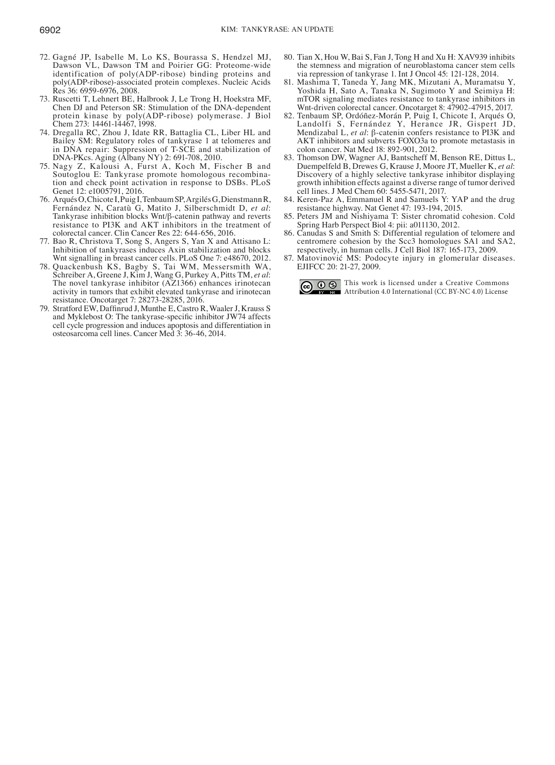72. Gagné JP, Isabelle M, Lo KS, Bourassa S, Hendzel MJ, Dawson VL, Dawson TM and Poirier GG: Proteome-wide identification of poly(ADP-ribose) binding proteins and poly(ADP-ribose)-associated protein complexes. Nucleic Acids Res 36: 6959-6976, 2008.
73. Ruscetti T, Lehnert BE, Halbrook J, Le Trong H, Hoekstra MF, Chen DJ and Peterson SR: Stimulation of the DNA-dependent protein kinase by poly(ADP-ribose) polymerase. J Biol Chem 273: 14461-14467, 1998.
74. Dregalla RC, Zhou J, Idate RR, Battaglia CL, Liber HL and Bailey SM: Regulatory roles of tankyrase 1 at telomeres and in DNA repair: Suppression of T-SCE and stabilization of DNA-PKcs. Aging (Albany NY) 2: 691-708, 2010.
75. Nagy Z, Kalousi A, Furst A, Koch M, Fischer B and Soutoglou E: Tankyrase promote homologous recombination and check point activation in response to DSBs. PLoS Genet 12: e1005791, 2016.
76. Arqués O, Chicote I, Puig I, Tenbaum SP, Argilés G, Dienstmann R, Fernández N, Caratù G, Matito J, Silberschmidt D, *et al*: Tankyrase inhibition blocks Wnt/β-catenin pathway and reverts resistance to PI3K and AKT inhibitors in the treatment of colorectal cancer. Clin Cancer Res 22: 644-656, 2016.
77. Bao R, Christova T, Song S, Angers S, Yan X and Attisano L: Inhibition of tankyrases induces Axin stabilization and blocks Wnt signalling in breast cancer cells. PLoS One 7: e48670, 2012.
78. Quackenbush KS, Bagby S, Tai WM, Messersmith WA, Schreiber A, Greene J, Kim J, Wang G, Purkey A, Pitts TM, *et al*: The novel tankyrase inhibitor (AZ1366) enhances irinotecan activity in tumors that exhibit elevated tankyrase and irinotecan resistance. Oncotarget 7: 28273-28285, 2016.
79. Stratford EW, Daffinrud J, Munthe E, Castro R, Waaler J, Krauss S and Myklebost O: The tankyrase-specific inhibitor JW74 affects cell cycle progression and induces apoptosis and differentiation in osteosarcoma cell lines. Cancer Med 3: 36-46, 2014.
80. Tian X, Hou W, Bai S, Fan J, Tong H and Xu H: XAV939 inhibits the stemness and migration of neuroblastoma cancer stem cells via repression of tankyrase 1. Int J Oncol 45: 121-128, 2014.
81. Mashima T, Taneda Y, Jang MK, Mizutani A, Muramatsu Y, Yoshida H, Sato A, Tanaka N, Sugimoto Y and Seimiya H: mTOR signaling mediates resistance to tankyrase inhibitors in Wnt-driven colorectal cancer. Oncotarget 8: 47902-47915, 2017.
82. Tenbaum SP, Ordóñez-Morán P, Puig I, Chicote I, Arqués O, Landolfi S, Fernández Y, Herance JR, Gispert JD, Mendizabal L, *et al*: β-catenin confers resistance to PI3K and AKT inhibitors and subverts FOXO3a to promote metastasis in colon cancer. Nat Med 18: 892-901, 2012.
83. Thomson DW, Wagner AJ, Bantscheff M, Benson RE, Dittus L, Duempelfeld B, Drewes G, Krause J, Moore JT, Mueller K, *et al*: Discovery of a highly selective tankyrase inhibitor displaying growth inhibition effects against a diverse range of tumor derived cell lines. J Med Chem 60: 5455-5471, 2017.
84. Keren-Paz A, Emmanuel R and Samuels Y: YAP and the drug resistance highway. Nat Genet 47: 193-194, 2015.
85. Peters JM and Nishiyama T: Sister chromatid cohesion. Cold Spring Harb Perspect Biol 4: pii: a011130, 2012.
86. Canudas S and Smith S: Differential regulation of telomere and centromere cohesion by the Scc3 homologues SA1 and SA2, respectively, in human cells. J Cell Biol 187: 165-173, 2009.
87. Matovinović MS: Podocyte injury in glomerular diseases. EJIFCC 20: 21-27, 2009.

This work is licensed under a Creative Commons Attribution 4.0 International (CC BY-NC 4.0) License